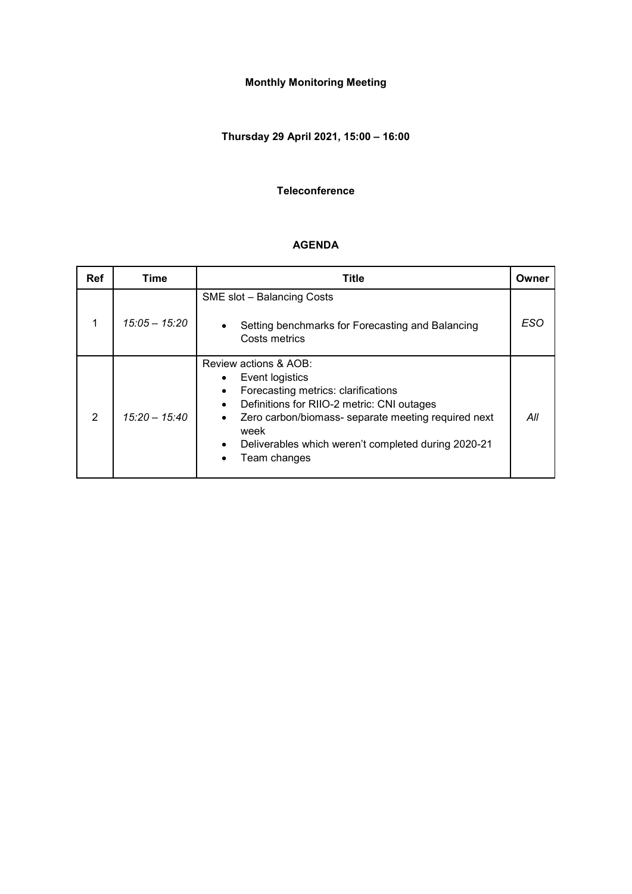**Monthly Monitoring Meeting**

**Thursday 29 April 2021, 15:00 – 16:00**

**Teleconference**

**AGENDA**

| Ref | Time | Title | Owner |
|---|---|---|---|
| 1 | *15:05 – 15:20* | SME slot – Balancing Costs<br>• Setting benchmarks for Forecasting and Balancing Costs metrics | *ESO* |
| 2 | *15:20 – 15:40* | Review actions & AOB:<br>• Event logistics<br>• Forecasting metrics: clarifications<br>• Definitions for RIIO-2 metric: CNI outages<br>• Zero carbon/biomass- separate meeting required next week<br>• Deliverables which weren't completed during 2020-21<br>• Team changes | *All* |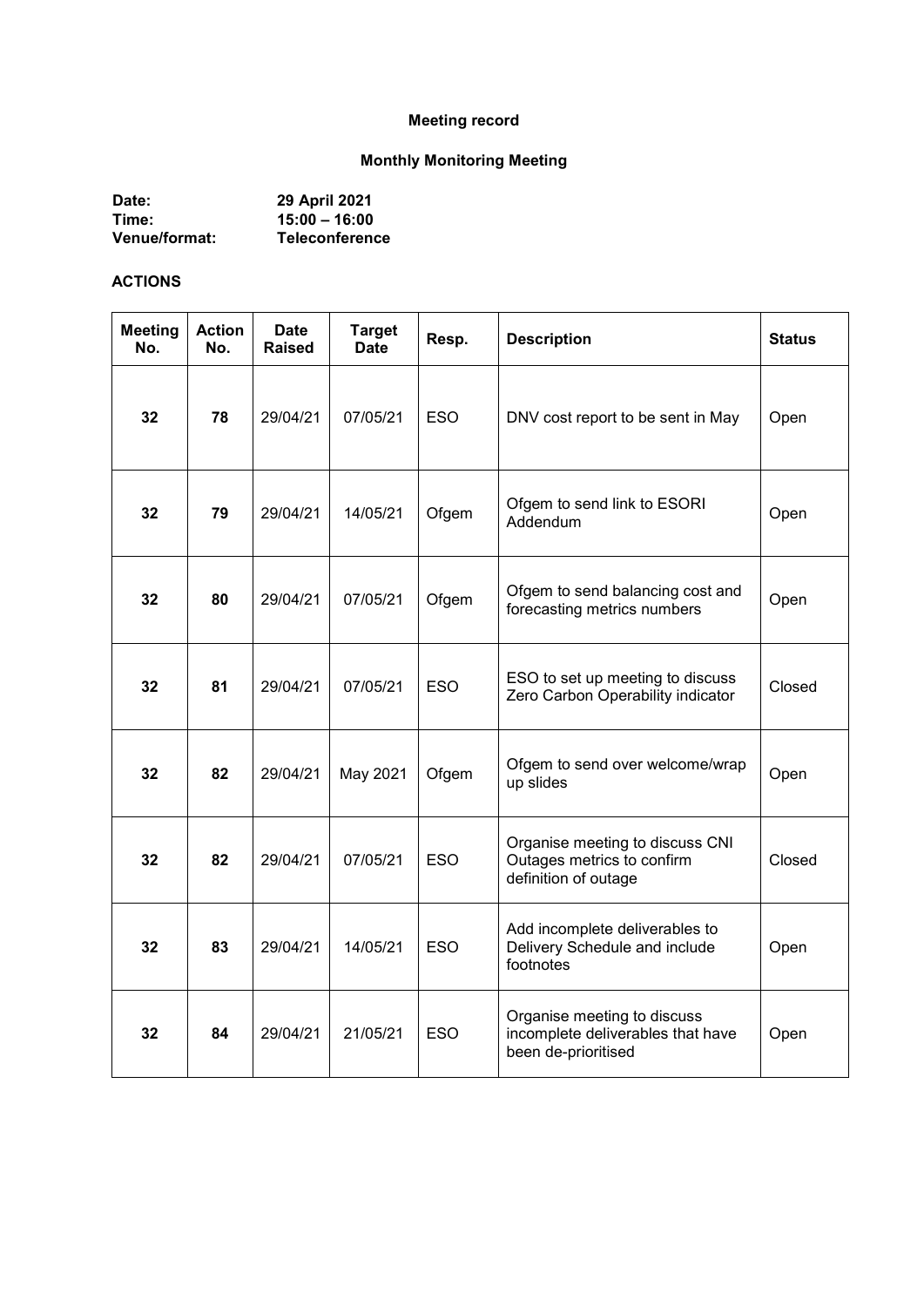**Meeting record**

**Monthly Monitoring Meeting**

**Date:** 29 April 2021
**Time:** 15:00 – 16:00
**Venue/format:** Teleconference

**ACTIONS**

| Meeting No. | Action No. | Date Raised | Target Date | Resp. | Description | Status |
|---|---|---|---|---|---|---|
| **32** | **78** | 29/04/21 | 07/05/21 | ESO | DNV cost report to be sent in May | Open |
| **32** | **79** | 29/04/21 | 14/05/21 | Ofgem | Ofgem to send link to ESORI Addendum | Open |
| **32** | **80** | 29/04/21 | 07/05/21 | Ofgem | Ofgem to send balancing cost and forecasting metrics numbers | Open |
| **32** | **81** | 29/04/21 | 07/05/21 | ESO | ESO to set up meeting to discuss Zero Carbon Operability indicator | Closed |
| **32** | **82** | 29/04/21 | May 2021 | Ofgem | Ofgem to send over welcome/wrap up slides | Open |
| **32** | **82** | 29/04/21 | 07/05/21 | ESO | Organise meeting to discuss CNI Outages metrics to confirm definition of outage | Closed |
| **32** | **83** | 29/04/21 | 14/05/21 | ESO | Add incomplete deliverables to Delivery Schedule and include footnotes | Open |
| **32** | **84** | 29/04/21 | 21/05/21 | ESO | Organise meeting to discuss incomplete deliverables that have been de-prioritised | Open |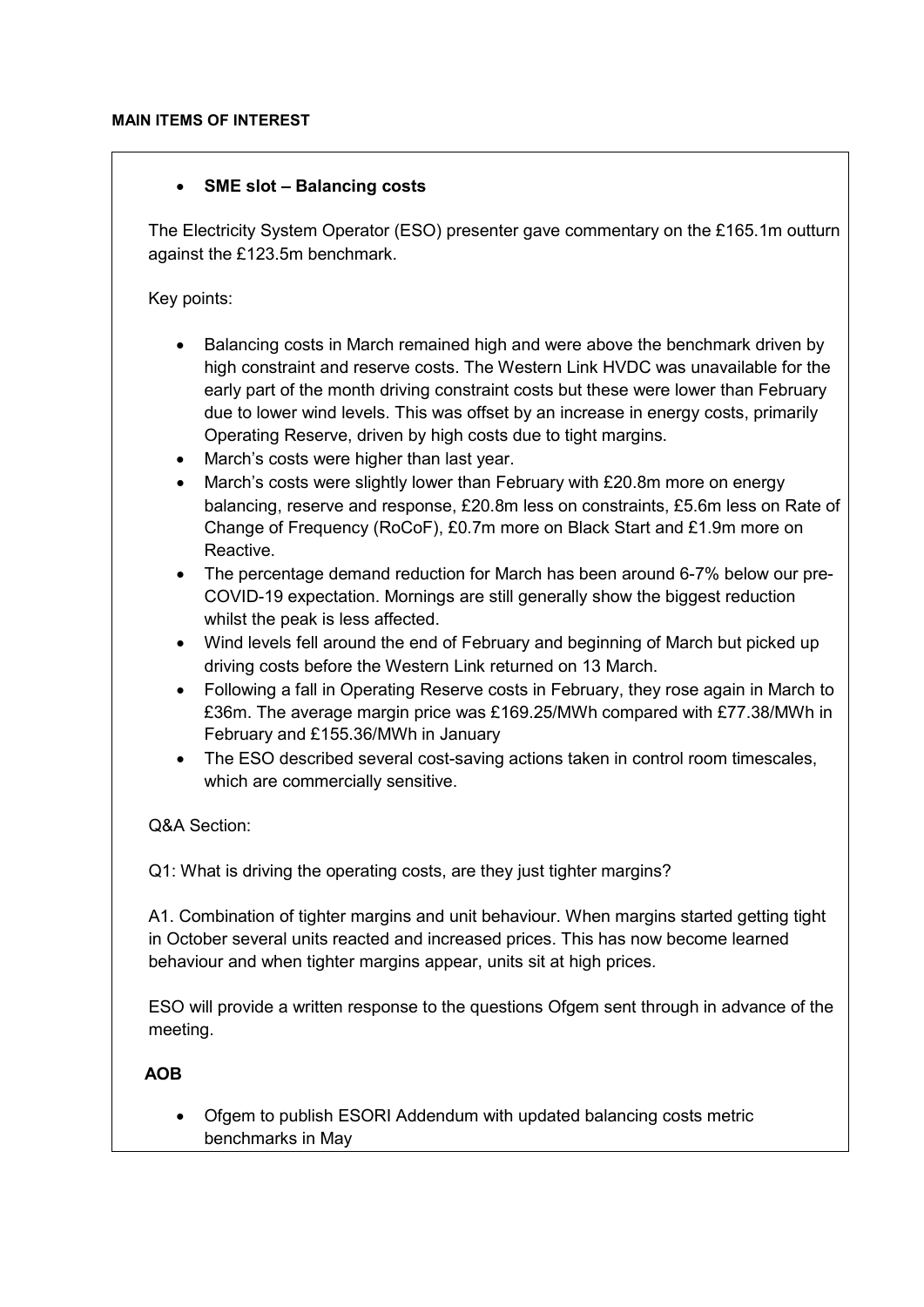**MAIN ITEMS OF INTEREST**

- **SME slot – Balancing costs**

The Electricity System Operator (ESO) presenter gave commentary on the £165.1m outturn against the £123.5m benchmark.

Key points:

- Balancing costs in March remained high and were above the benchmark driven by high constraint and reserve costs. The Western Link HVDC was unavailable for the early part of the month driving constraint costs but these were lower than February due to lower wind levels. This was offset by an increase in energy costs, primarily Operating Reserve, driven by high costs due to tight margins.
- March's costs were higher than last year.
- March's costs were slightly lower than February with £20.8m more on energy balancing, reserve and response, £20.8m less on constraints, £5.6m less on Rate of Change of Frequency (RoCoF), £0.7m more on Black Start and £1.9m more on Reactive.
- The percentage demand reduction for March has been around 6-7% below our pre-COVID-19 expectation. Mornings are still generally show the biggest reduction whilst the peak is less affected.
- Wind levels fell around the end of February and beginning of March but picked up driving costs before the Western Link returned on 13 March.
- Following a fall in Operating Reserve costs in February, they rose again in March to £36m. The average margin price was £169.25/MWh compared with £77.38/MWh in February and £155.36/MWh in January
- The ESO described several cost-saving actions taken in control room timescales, which are commercially sensitive.

Q&A Section:

Q1: What is driving the operating costs, are they just tighter margins?

A1. Combination of tighter margins and unit behaviour. When margins started getting tight in October several units reacted and increased prices. This has now become learned behaviour and when tighter margins appear, units sit at high prices.

ESO will provide a written response to the questions Ofgem sent through in advance of the meeting.

**AOB**

- Ofgem to publish ESORI Addendum with updated balancing costs metric benchmarks in May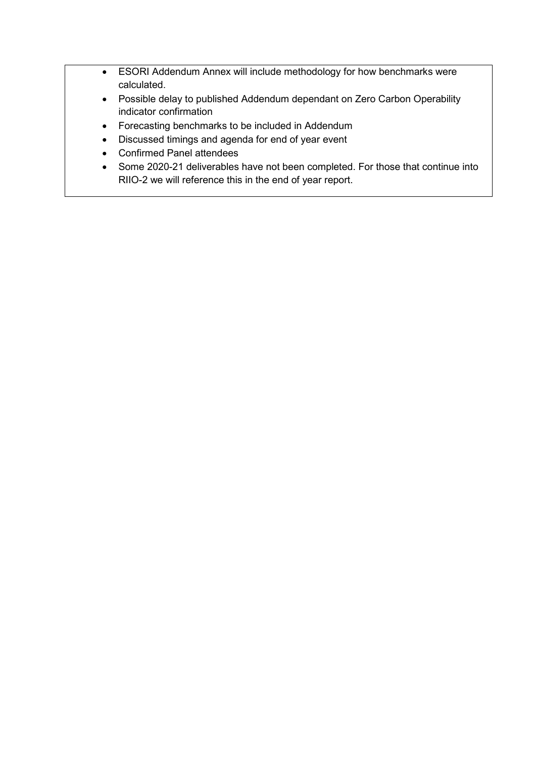- ESORI Addendum Annex will include methodology for how benchmarks were calculated.
- Possible delay to published Addendum dependant on Zero Carbon Operability indicator confirmation
- Forecasting benchmarks to be included in Addendum
- Discussed timings and agenda for end of year event
- Confirmed Panel attendees
- Some 2020-21 deliverables have not been completed. For those that continue into RIIO-2 we will reference this in the end of year report.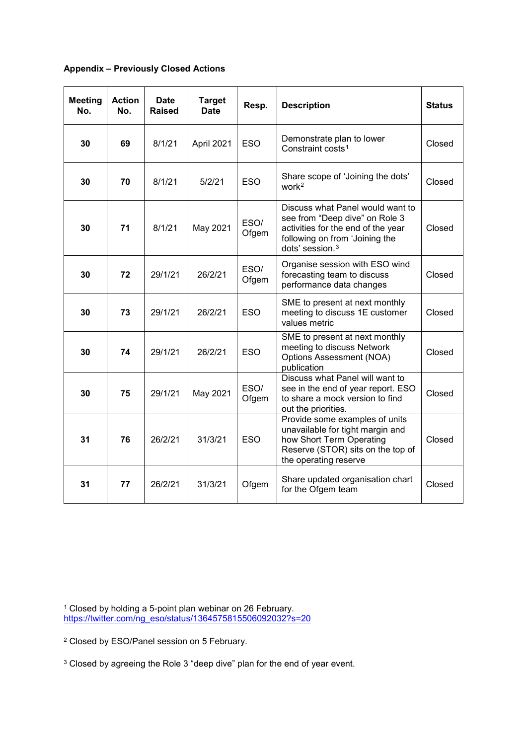**Appendix – Previously Closed Actions**

| Meeting No. | Action No. | Date Raised | Target Date | Resp. | Description | Status |
|---|---|---|---|---|---|---|
| 30 | 69 | 8/1/21 | April 2021 | ESO | Demonstrate plan to lower Constraint costs[1] | Closed |
| 30 | 70 | 8/1/21 | 5/2/21 | ESO | Share scope of 'Joining the dots' work[2] | Closed |
| 30 | 71 | 8/1/21 | May 2021 | ESO/ Ofgem | Discuss what Panel would want to see from "Deep dive" on Role 3 activities for the end of the year following on from 'Joining the dots' session.[3] | Closed |
| 30 | 72 | 29/1/21 | 26/2/21 | ESO/ Ofgem | Organise session with ESO wind forecasting team to discuss performance data changes | Closed |
| 30 | 73 | 29/1/21 | 26/2/21 | ESO | SME to present at next monthly meeting to discuss 1E customer values metric | Closed |
| 30 | 74 | 29/1/21 | 26/2/21 | ESO | SME to present at next monthly meeting to discuss Network Options Assessment (NOA) publication | Closed |
| 30 | 75 | 29/1/21 | May 2021 | ESO/ Ofgem | Discuss what Panel will want to see in the end of year report. ESO to share a mock version to find out the priorities. | Closed |
| 31 | 76 | 26/2/21 | 31/3/21 | ESO | Provide some examples of units unavailable for tight margin and how Short Term Operating Reserve (STOR) sits on the top of the operating reserve | Closed |
| 31 | 77 | 26/2/21 | 31/3/21 | Ofgem | Share updated organisation chart for the Ofgem team | Closed |

[1] Closed by holding a 5-point plan webinar on 26 February. https://twitter.com/ng_eso/status/1364575815506092032?s=20

[2] Closed by ESO/Panel session on 5 February.

[3] Closed by agreeing the Role 3 "deep dive" plan for the end of year event.